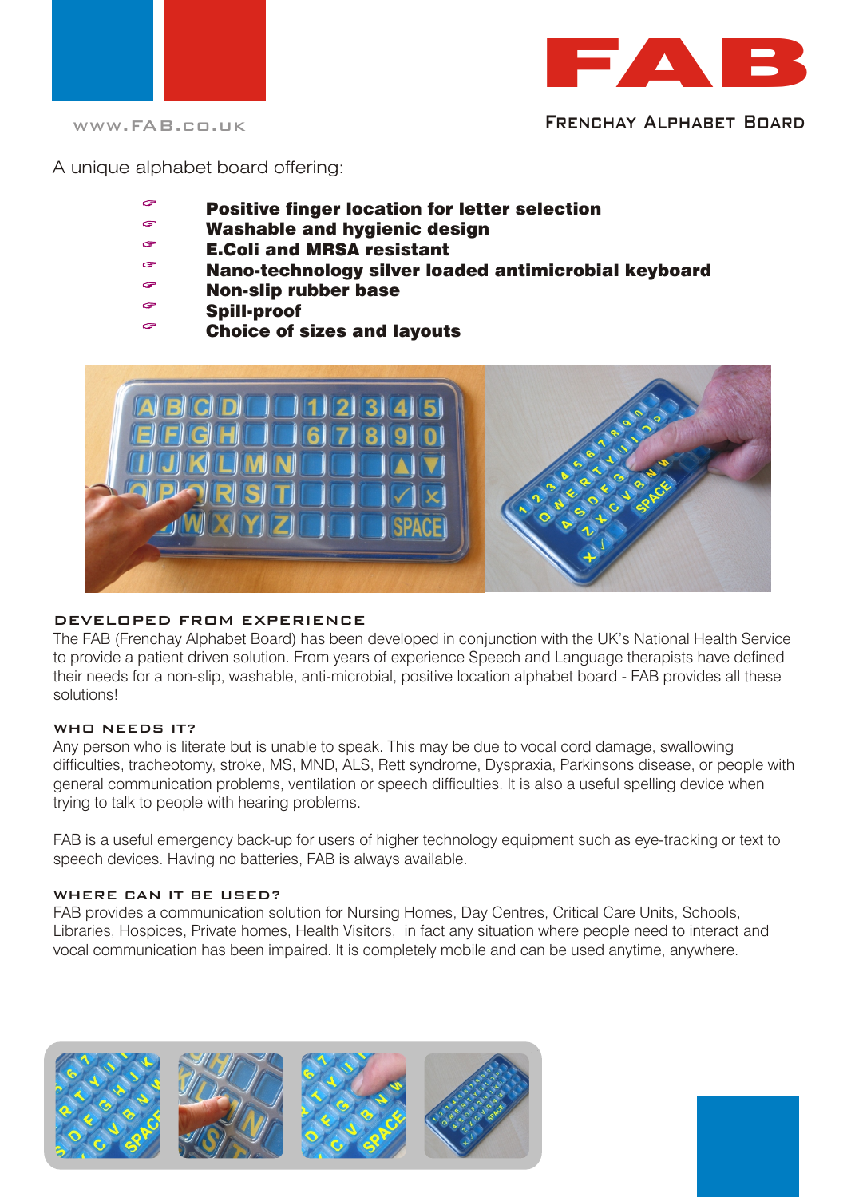# FAB

FRENCHAY ALPHABET BOARD

WWW.FAB.CO.UK

A unique alphabet board offering:

- **Positive finger location for letter selection**
- **Washable and hygienic design**
- **E.Coli and MRSA resistant**
- **Nano-technology silver loaded antimicrobial keyboard**
- **Non-slip rubber base**
- **Spill-proof**
- **Choice of sizes and layouts**

## DEVELOPED FROM EXPERIENCE

The FAB (Frenchay Alphabet Board) has been developed in conjunction with the UK's National Health Service to provide a patient driven solution. From years of experience Speech and Language therapists have defined their needs for a non-slip, washable, anti-microbial, positive location alphabet board - FAB provides all these solutions!

## WHO NEEDS IT?

Any person who is literate but is unable to speak. This may be due to vocal cord damage, swallowing difficulties, tracheotomy, stroke, MS, MND, ALS, Rett syndrome, Dyspraxia, Parkinsons disease, or people with general communication problems, ventilation or speech difficulties. It is also a useful spelling device when trying to talk to people with hearing problems.

FAB is a useful emergency back-up for users of higher technology equipment such as eye-tracking or text to speech devices. Having no batteries, FAB is always available.

## WHERE CAN IT BE USED?

FAB provides a communication solution for Nursing Homes, Day Centres, Critical Care Units, Schools, Libraries, Hospices, Private homes, Health Visitors, in fact any situation where people need to interact and vocal communication has been impaired. It is completely mobile and can be used anytime, anywhere.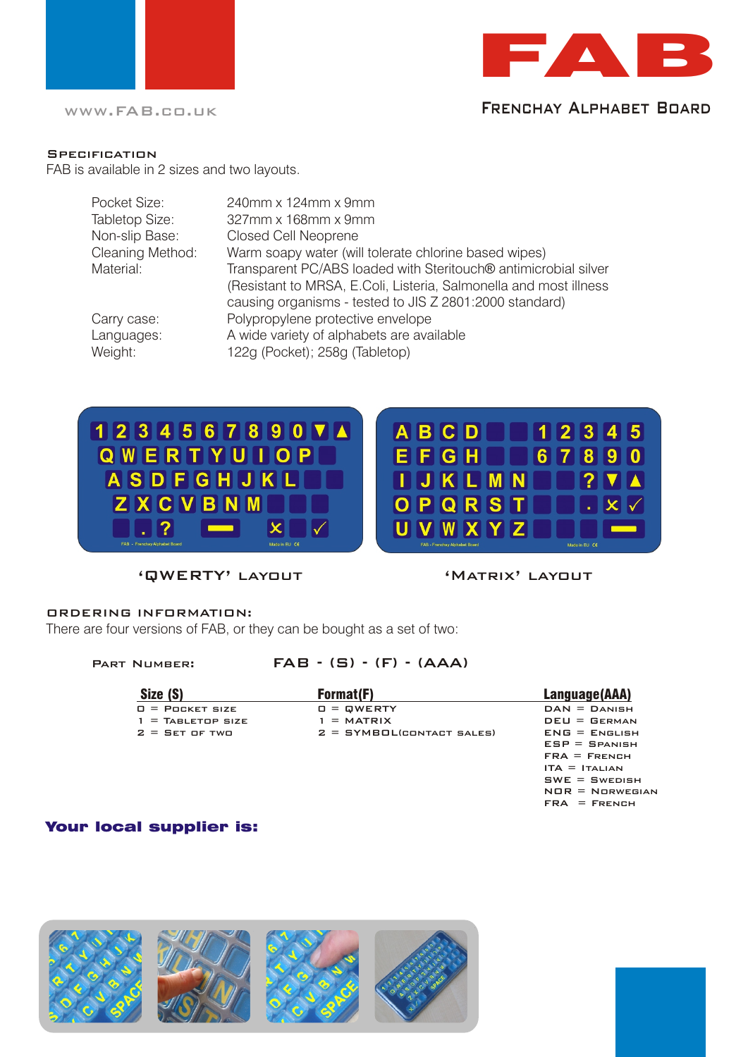www.FAB.co.uk

# FAB

Frenchay Alphabet Board

## Specification

FAB is available in 2 sizes and two layouts.

| | |
|---|---|
| Pocket Size: | 240mm x 124mm x 9mm |
| Tabletop Size: | 327mm x 168mm x 9mm |
| Non-slip Base: | Closed Cell Neoprene |
| Cleaning Method: | Warm soapy water (will tolerate chlorine based wipes) |
| Material: | Transparent PC/ABS loaded with Steritouch® antimicrobial silver (Resistant to MRSA, E.Coli, Listeria, Salmonella and most illness causing organisms - tested to JIS Z 2801:2000 standard) |
| Carry case: | Polypropylene protective envelope |
| Languages: | A wide variety of alphabets are available |
| Weight: | 122g (Pocket); 258g (Tabletop) |

1 2 3 4 5 6 7 8 9 0 ▼ ▲
Q W E R T Y U I O P
A S D F G H J K L
Z X C V B N M
. ? ✕ ✓
FAB - Frenchay Alphabet Board
Made in EU CE

'QWERTY' layout

A B C D 1 2 3 4 5
E F G H 6 7 8 9 0
I J K L M N ? ▼ ▲
O P Q R S T . ✕ ✓
U V W X Y Z
FAB - Frenchay Alphabet Board
Made in EU CE

'MATRIX' layout

## Ordering Information:

There are four versions of FAB, or they can be bought as a set of two:

**Part Number:** FAB - (S) - (F) - (AAA)

| Size (S) | Format(F) | Language(AAA) |
|---|---|---|
| 0 = Pocket size | 0 = QWERTY | DAN = Danish |
| 1 = Tabletop size | 1 = Matrix | DEU = German |
| 2 = Set of two | 2 = Symbol(contact sales) | ENG = English |
| | | ESP = Spanish |
| | | FRA = French |
| | | ITA = Italian |
| | | SWE = Swedish |
| | | NOR = Norwegian |
| | | FRA = French |

**Your local supplier is:**